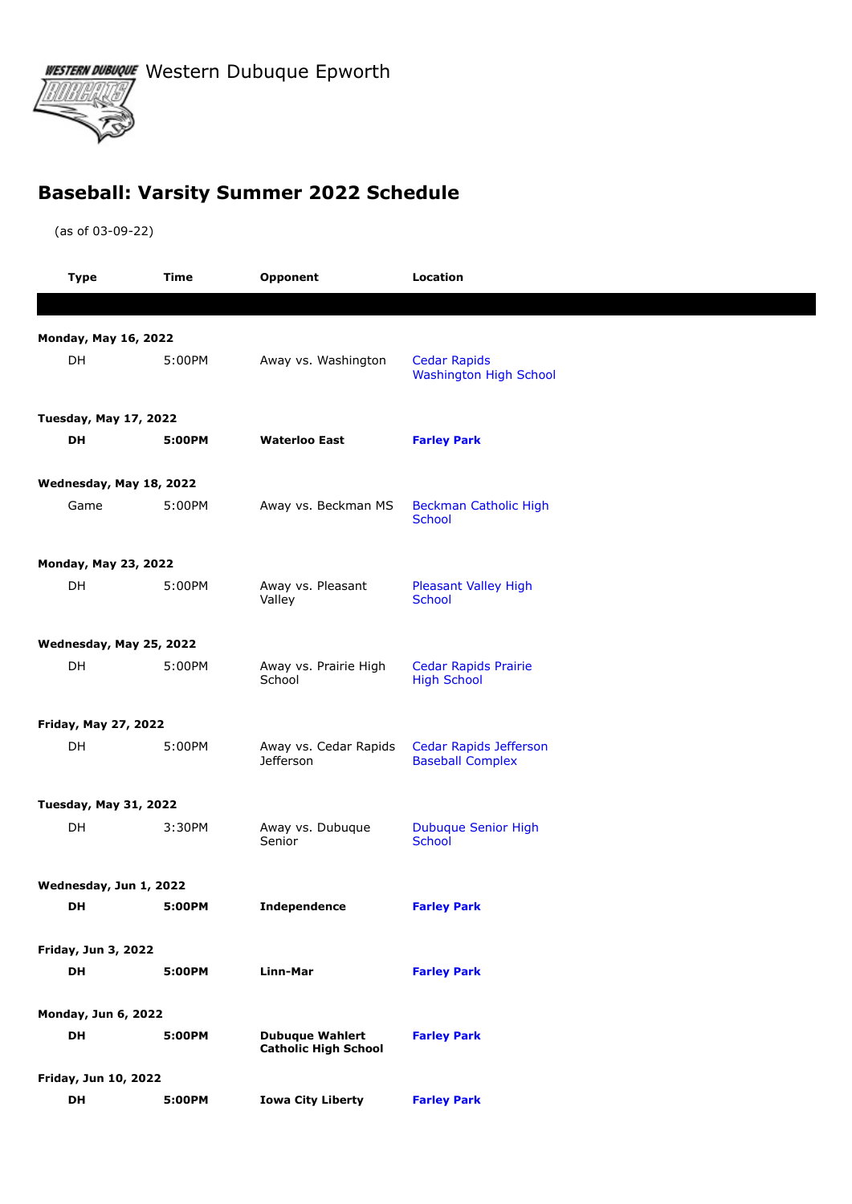Western Dubuque Epworth

# Baseball: Varsity Summer 2022 Schedule

(as of 03-09-22)

| Type | Time | Opponent | Location |
| --- | --- | --- | --- |
| **Monday, May 16, 2022** | | | |
| DH | 5:00PM | Away vs. Washington | Cedar Rapids Washington High School |
| **Tuesday, May 17, 2022** | | | |
| **DH** | **5:00PM** | **Waterloo East** | **Farley Park** |
| **Wednesday, May 18, 2022** | | | |
| Game | 5:00PM | Away vs. Beckman MS | Beckman Catholic High School |
| **Monday, May 23, 2022** | | | |
| DH | 5:00PM | Away vs. Pleasant Valley | Pleasant Valley High School |
| **Wednesday, May 25, 2022** | | | |
| DH | 5:00PM | Away vs. Prairie High School | Cedar Rapids Prairie High School |
| **Friday, May 27, 2022** | | | |
| DH | 5:00PM | Away vs. Cedar Rapids Jefferson | Cedar Rapids Jefferson Baseball Complex |
| **Tuesday, May 31, 2022** | | | |
| DH | 3:30PM | Away vs. Dubuque Senior | Dubuque Senior High School |
| **Wednesday, Jun 1, 2022** | | | |
| **DH** | **5:00PM** | **Independence** | **Farley Park** |
| **Friday, Jun 3, 2022** | | | |
| **DH** | **5:00PM** | **Linn-Mar** | **Farley Park** |
| **Monday, Jun 6, 2022** | | | |
| **DH** | **5:00PM** | **Dubuque Wahlert Catholic High School** | **Farley Park** |
| **Friday, Jun 10, 2022** | | | |
| **DH** | **5:00PM** | **Iowa City Liberty** | **Farley Park** |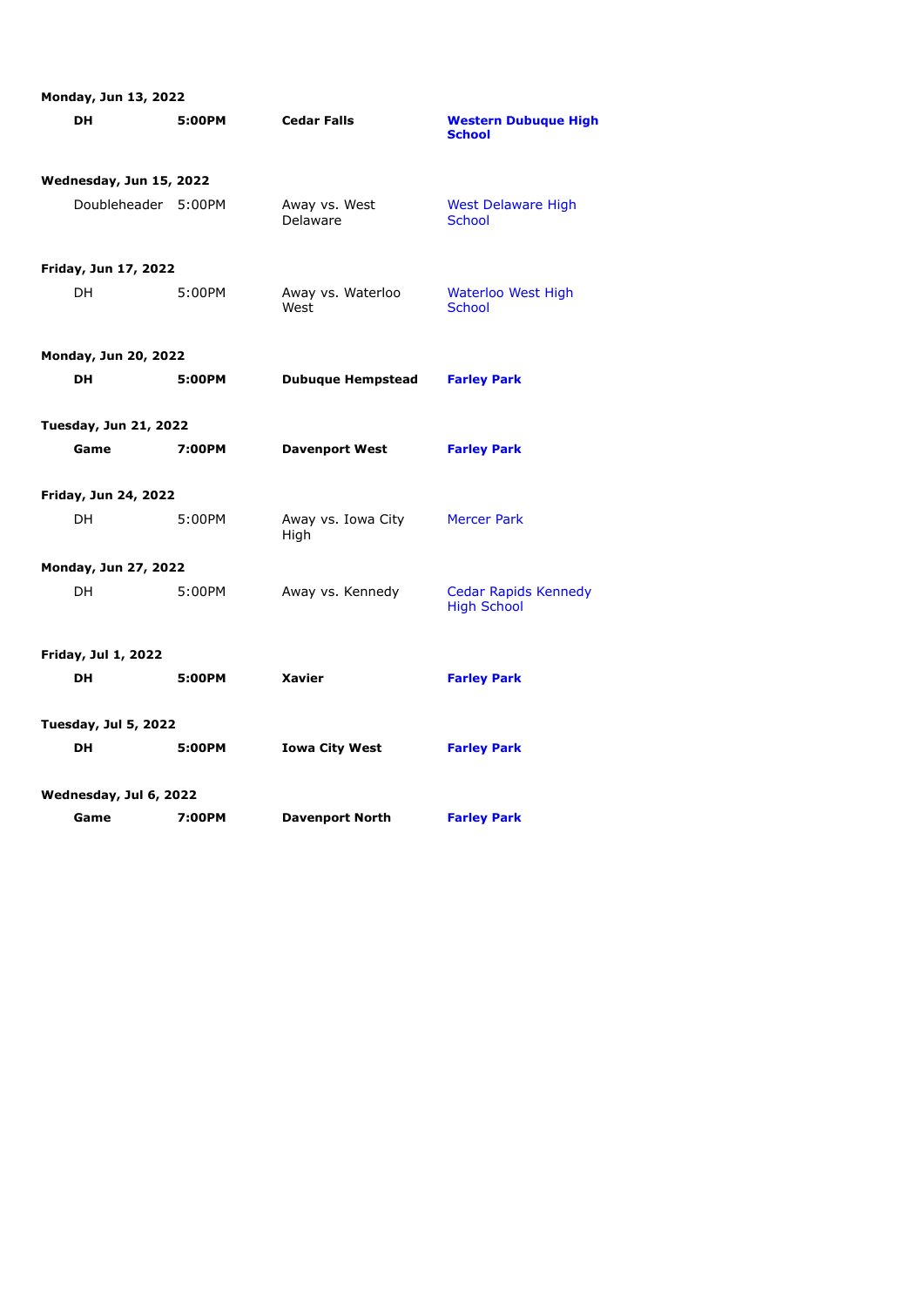**Monday, Jun 13, 2022**

| | | | |
|---|---|---|---|
| **DH** | **5:00PM** | **Cedar Falls** | **Western Dubuque High School** |

**Wednesday, Jun 15, 2022**

| | | | |
|---|---|---|---|
| Doubleheader | 5:00PM | Away vs. West Delaware | West Delaware High School |

**Friday, Jun 17, 2022**

| | | | |
|---|---|---|---|
| DH | 5:00PM | Away vs. Waterloo West | Waterloo West High School |

**Monday, Jun 20, 2022**

| | | | |
|---|---|---|---|
| **DH** | **5:00PM** | **Dubuque Hempstead** | **Farley Park** |

**Tuesday, Jun 21, 2022**

| | | | |
|---|---|---|---|
| **Game** | **7:00PM** | **Davenport West** | **Farley Park** |

**Friday, Jun 24, 2022**

| | | | |
|---|---|---|---|
| DH | 5:00PM | Away vs. Iowa City High | Mercer Park |

**Monday, Jun 27, 2022**

| | | | |
|---|---|---|---|
| DH | 5:00PM | Away vs. Kennedy | Cedar Rapids Kennedy High School |

**Friday, Jul 1, 2022**

| | | | |
|---|---|---|---|
| **DH** | **5:00PM** | **Xavier** | **Farley Park** |

**Tuesday, Jul 5, 2022**

| | | | |
|---|---|---|---|
| **DH** | **5:00PM** | **Iowa City West** | **Farley Park** |

**Wednesday, Jul 6, 2022**

| | | | |
|---|---|---|---|
| **Game** | **7:00PM** | **Davenport North** | **Farley Park** |